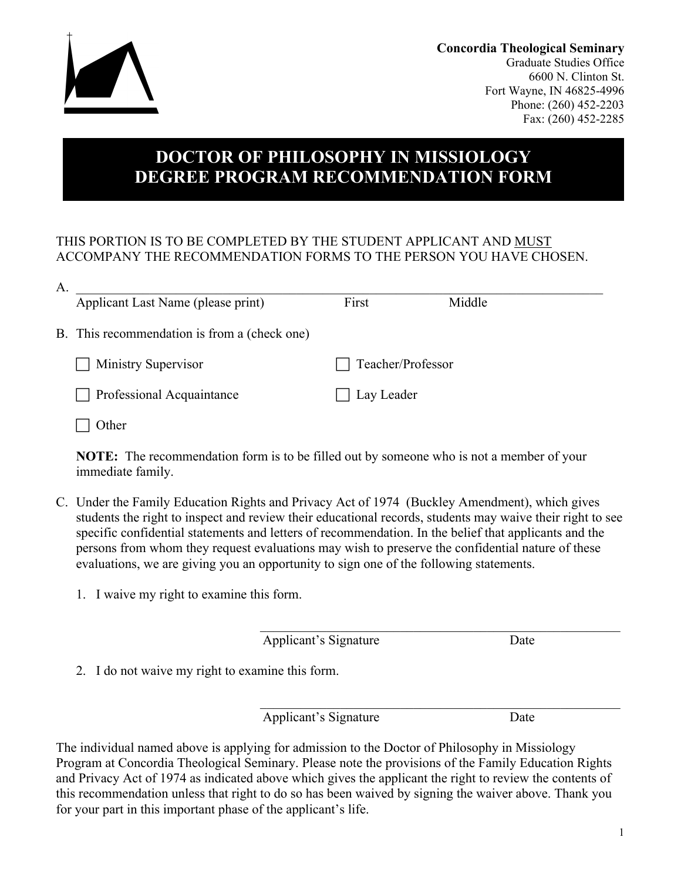**Concordia Theological Seminary**
Graduate Studies Office
6600 N. Clinton St.
Fort Wayne, IN 46825-4996
Phone: (260) 452-2203
Fax: (260) 452-2285

# DOCTOR OF PHILOSOPHY IN MISSIOLOGY DEGREE PROGRAM RECOMMENDATION FORM

THIS PORTION IS TO BE COMPLETED BY THE STUDENT APPLICANT AND MUST ACCOMPANY THE RECOMMENDATION FORMS TO THE PERSON YOU HAVE CHOSEN.

A. ______________________________________________________________________
Applicant Last Name (please print) First Middle

B. This recommendation is from a (check one)

- ☐ Ministry Supervisor
- ☐ Teacher/Professor
- ☐ Professional Acquaintance
- ☐ Lay Leader
- ☐ Other

**NOTE:** The recommendation form is to be filled out by someone who is not a member of your immediate family.

C. Under the Family Education Rights and Privacy Act of 1974 (Buckley Amendment), which gives students the right to inspect and review their educational records, students may waive their right to see specific confidential statements and letters of recommendation. In the belief that applicants and the persons from whom they request evaluations may wish to preserve the confidential nature of these evaluations, we are giving you an opportunity to sign one of the following statements.

1. I waive my right to examine this form.

   ______________________________________________
   Applicant's Signature Date

2. I do not waive my right to examine this form.

   ______________________________________________
   Applicant's Signature Date

The individual named above is applying for admission to the Doctor of Philosophy in Missiology Program at Concordia Theological Seminary. Please note the provisions of the Family Education Rights and Privacy Act of 1974 as indicated above which gives the applicant the right to review the contents of this recommendation unless that right to do so has been waived by signing the waiver above. Thank you for your part in this important phase of the applicant's life.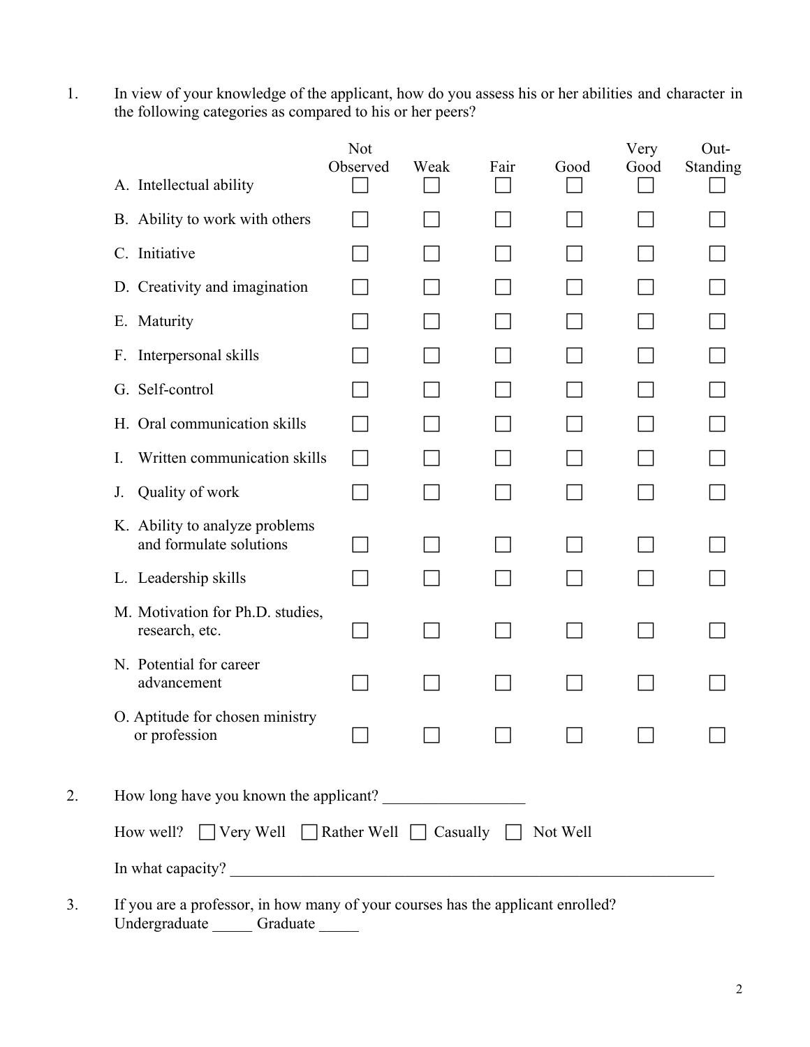1. In view of your knowledge of the applicant, how do you assess his or her abilities and character in the following categories as compared to his or her peers?

| | Not Observed | Weak | Fair | Good | Very Good | Out-Standing |
|---|---|---|---|---|---|---|
| A. Intellectual ability | ☐ | ☐ | ☐ | ☐ | ☐ | ☐ |
| B. Ability to work with others | ☐ | ☐ | ☐ | ☐ | ☐ | ☐ |
| C. Initiative | ☐ | ☐ | ☐ | ☐ | ☐ | ☐ |
| D. Creativity and imagination | ☐ | ☐ | ☐ | ☐ | ☐ | ☐ |
| E. Maturity | ☐ | ☐ | ☐ | ☐ | ☐ | ☐ |
| F. Interpersonal skills | ☐ | ☐ | ☐ | ☐ | ☐ | ☐ |
| G. Self-control | ☐ | ☐ | ☐ | ☐ | ☐ | ☐ |
| H. Oral communication skills | ☐ | ☐ | ☐ | ☐ | ☐ | ☐ |
| I. Written communication skills | ☐ | ☐ | ☐ | ☐ | ☐ | ☐ |
| J. Quality of work | ☐ | ☐ | ☐ | ☐ | ☐ | ☐ |
| K. Ability to analyze problems and formulate solutions | ☐ | ☐ | ☐ | ☐ | ☐ | ☐ |
| L. Leadership skills | ☐ | ☐ | ☐ | ☐ | ☐ | ☐ |
| M. Motivation for Ph.D. studies, research, etc. | ☐ | ☐ | ☐ | ☐ | ☐ | ☐ |
| N. Potential for career advancement | ☐ | ☐ | ☐ | ☐ | ☐ | ☐ |
| O. Aptitude for chosen ministry or profession | ☐ | ☐ | ☐ | ☐ | ☐ | ☐ |

2. How long have you known the applicant? __________________

   How well? ☐ Very Well ☐ Rather Well ☐ Casually ☐ Not Well

   In what capacity? ________________________________________________________________

3. If you are a professor, in how many of your courses has the applicant enrolled?
   Undergraduate _____ Graduate _____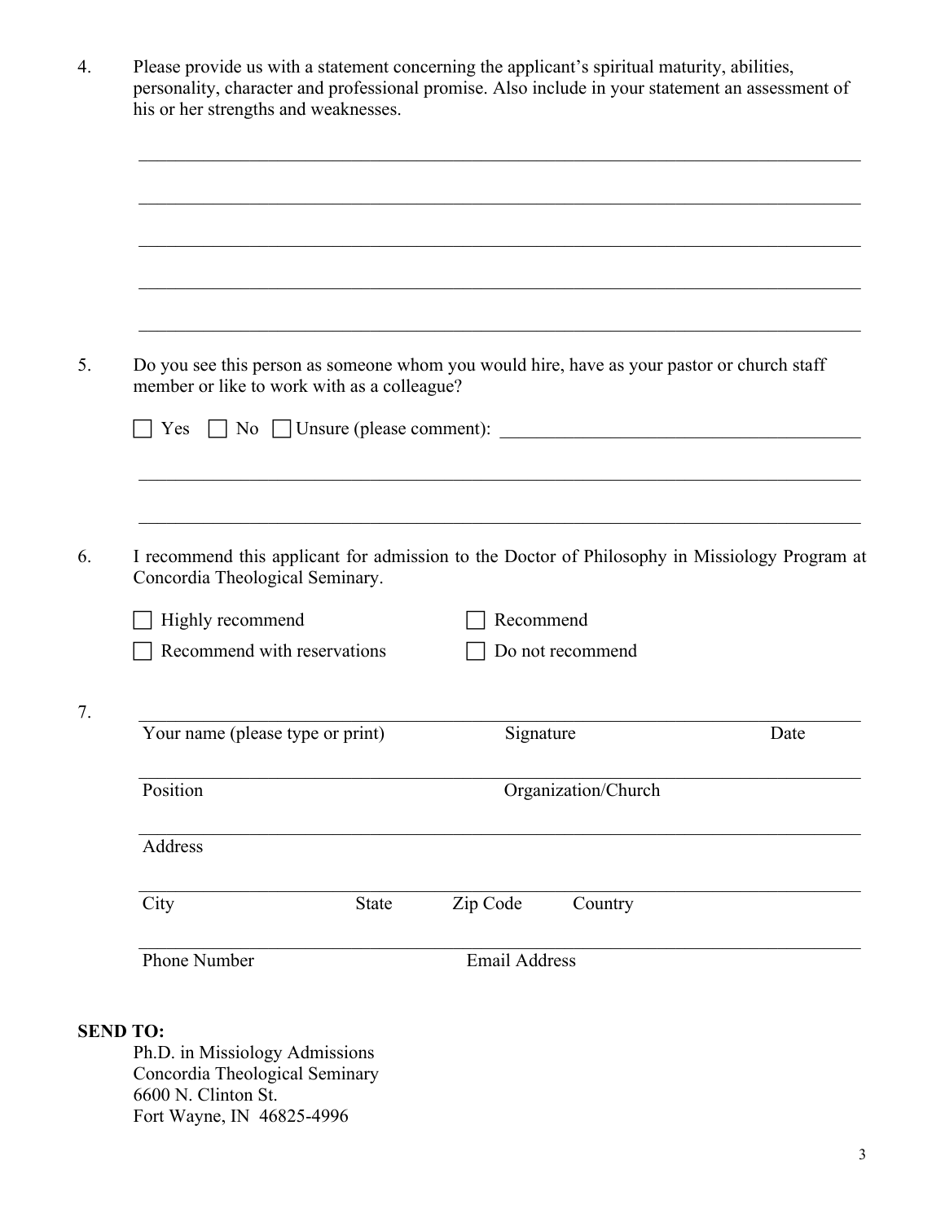4. Please provide us with a statement concerning the applicant's spiritual maturity, abilities, personality, character and professional promise. Also include in your statement an assessment of his or her strengths and weaknesses.

_______________________________________________________________________________

_______________________________________________________________________________

_______________________________________________________________________________

_______________________________________________________________________________

_______________________________________________________________________________

5. Do you see this person as someone whom you would hire, have as your pastor or church staff member or like to work with as a colleague?

☐ Yes ☐ No ☐ Unsure (please comment): ________________________________________

_______________________________________________________________________________

_______________________________________________________________________________

6. I recommend this applicant for admission to the Doctor of Philosophy in Missiology Program at Concordia Theological Seminary.

☐ Highly recommend ☐ Recommend

☐ Recommend with reservations ☐ Do not recommend

7.

_______________________________________________________________________________
Your name (please type or print) Signature Date

_______________________________________________________________________________
Position Organization/Church

_______________________________________________________________________________
Address

_______________________________________________________________________________
City State Zip Code Country

_______________________________________________________________________________
Phone Number Email Address

**SEND TO:**

Ph.D. in Missiology Admissions
Concordia Theological Seminary
6600 N. Clinton St.
Fort Wayne, IN 46825-4996